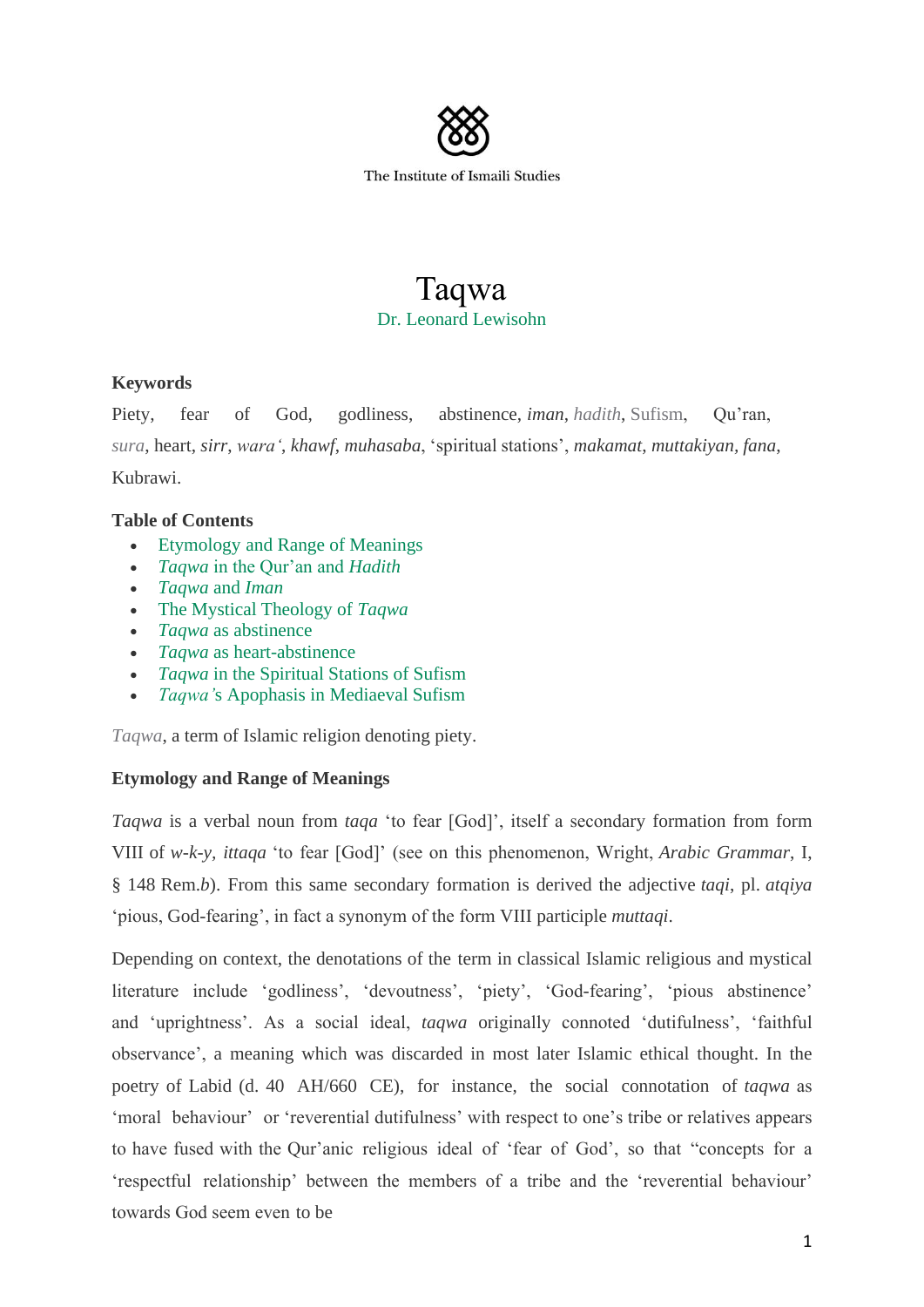The Institute of Ismaili Studies

# Taqwa

Dr. Leonard Lewisohn

**Keywords**

Piety, fear of God, godliness, abstinence, *iman*, *hadith*, Sufism, Qur'an, *sura*, heart, *sirr*, *wara'*, *khawf*, *muhasaba*, 'spiritual stations', *makamat*, *muttakiyan*, *fana*, Kubrawi.

**Table of Contents**

- Etymology and Range of Meanings
- *Taqwa* in the Qur'an and *Hadith*
- *Taqwa* and *Iman*
- The Mystical Theology of *Taqwa*
- *Taqwa* as abstinence
- *Taqwa* as heart-abstinence
- *Taqwa* in the Spiritual Stations of Sufism
- *Taqwa's* Apophasis in Mediaeval Sufism

*Taqwa*, a term of Islamic religion denoting piety.

## Etymology and Range of Meanings

*Taqwa* is a verbal noun from *taqa* 'to fear [God]', itself a secondary formation from form VIII of *w-k-y*, *ittaqa* 'to fear [God]' (see on this phenomenon, Wright, *Arabic Grammar*, I, § 148 Rem.*b*). From this same secondary formation is derived the adjective *taqi*, pl. *atqiya* 'pious, God-fearing', in fact a synonym of the form VIII participle *muttaqi*.

Depending on context, the denotations of the term in classical Islamic religious and mystical literature include 'godliness', 'devoutness', 'piety', 'God-fearing', 'pious abstinence' and 'uprightness'. As a social ideal, *taqwa* originally connoted 'dutifulness', 'faithful observance', a meaning which was discarded in most later Islamic ethical thought. In the poetry of Labid (d. 40 AH/660 CE), for instance, the social connotation of *taqwa* as 'moral behaviour' or 'reverential dutifulness' with respect to one's tribe or relatives appears to have fused with the Qur'anic religious ideal of 'fear of God', so that "concepts for a 'respectful relationship' between the members of a tribe and the 'reverential behaviour' towards God seem even to be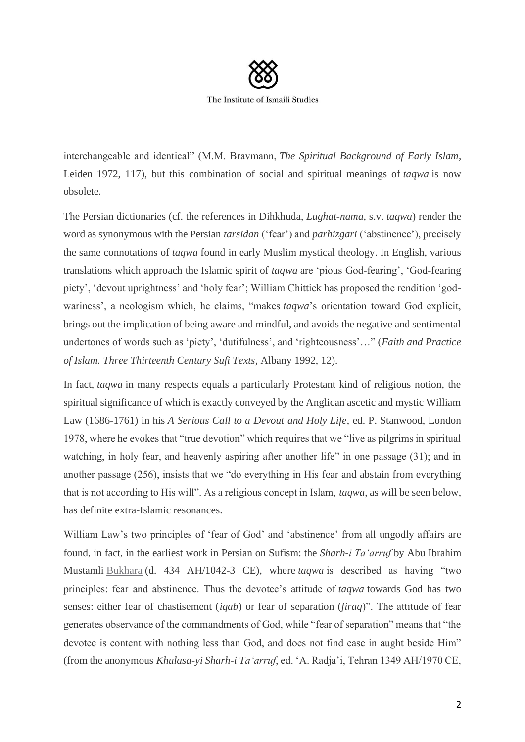interchangeable and identical" (M.M. Bravmann, *The Spiritual Background of Early Islam*, Leiden 1972, 117), but this combination of social and spiritual meanings of *taqwa* is now obsolete.

The Persian dictionaries (cf. the references in Dihkhuda, *Lughat-nama*, s.v. *taqwa*) render the word as synonymous with the Persian *tarsidan* ('fear') and *parhizgari* ('abstinence'), precisely the same connotations of *taqwa* found in early Muslim mystical theology. In English, various translations which approach the Islamic spirit of *taqwa* are 'pious God-fearing', 'God-fearing piety', 'devout uprightness' and 'holy fear'; William Chittick has proposed the rendition 'god-wariness', a neologism which, he claims, "makes *taqwa*'s orientation toward God explicit, brings out the implication of being aware and mindful, and avoids the negative and sentimental undertones of words such as 'piety', 'dutifulness', and 'righteousness'…" (*Faith and Practice of Islam. Three Thirteenth Century Sufi Texts*, Albany 1992, 12).

In fact, *taqwa* in many respects equals a particularly Protestant kind of religious notion, the spiritual significance of which is exactly conveyed by the Anglican ascetic and mystic William Law (1686-1761) in his *A Serious Call to a Devout and Holy Life*, ed. P. Stanwood, London 1978, where he evokes that "true devotion" which requires that we "live as pilgrims in spiritual watching, in holy fear, and heavenly aspiring after another life" in one passage (31); and in another passage (256), insists that we "do everything in His fear and abstain from everything that is not according to His will". As a religious concept in Islam, *taqwa*, as will be seen below, has definite extra-Islamic resonances.

William Law's two principles of 'fear of God' and 'abstinence' from all ungodly affairs are found, in fact, in the earliest work in Persian on Sufism: the *Sharh-i Ta'arruf* by Abu Ibrahim Mustamli Bukhara (d. 434 AH/1042-3 CE), where *taqwa* is described as having "two principles: fear and abstinence. Thus the devotee's attitude of *taqwa* towards God has two senses: either fear of chastisement (*iqab*) or fear of separation (*firaq*)". The attitude of fear generates observance of the commandments of God, while "fear of separation" means that "the devotee is content with nothing less than God, and does not find ease in aught beside Him" (from the anonymous *Khulasa-yi Sharh-i Ta'arruf*, ed. 'A. Radja'i, Tehran 1349 AH/1970 CE,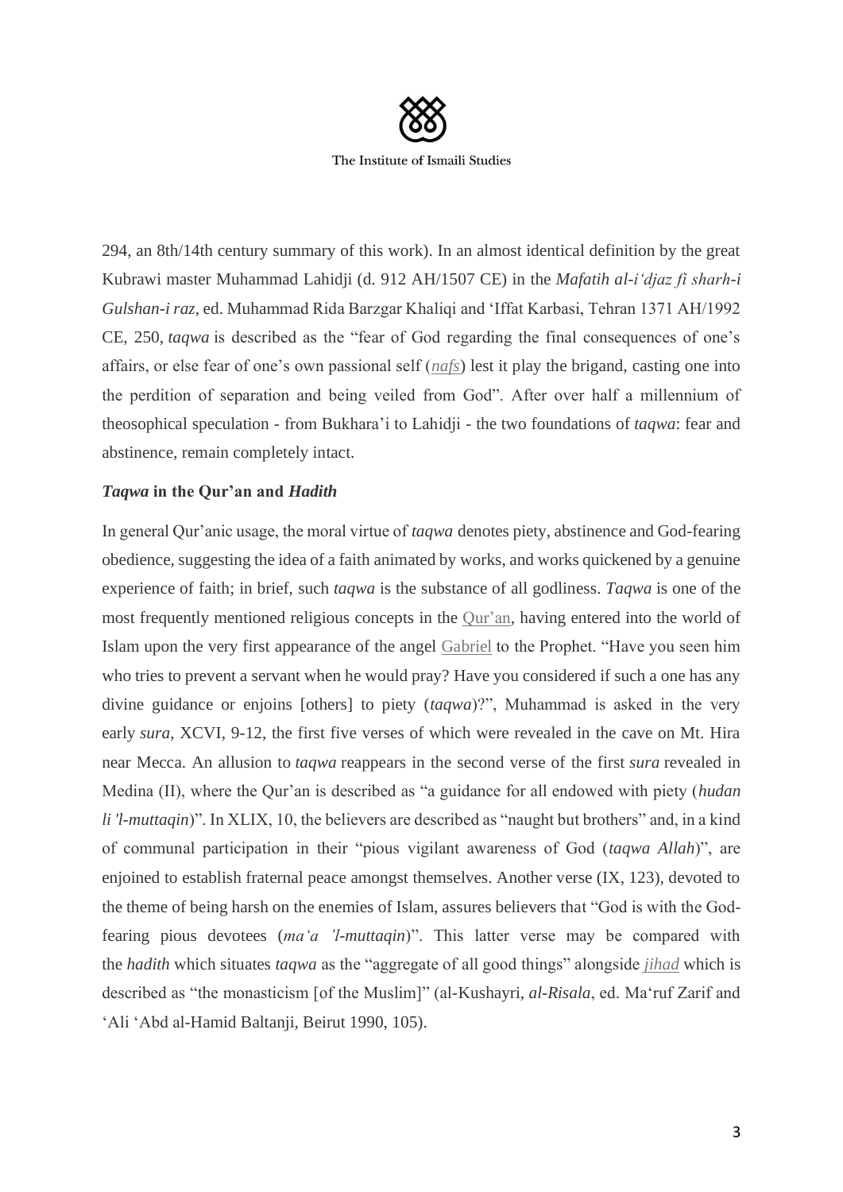294, an 8th/14th century summary of this work). In an almost identical definition by the great Kubrawi master Muhammad Lahidji (d. 912 AH/1507 CE) in the *Mafatih al-i'djaz fi sharh-i Gulshan-i raz*, ed. Muhammad Rida Barzgar Khaliqi and 'Iffat Karbasi, Tehran 1371 AH/1992 CE, 250, *taqwa* is described as the "fear of God regarding the final consequences of one's affairs, or else fear of one's own passional self (*nafs*) lest it play the brigand, casting one into the perdition of separation and being veiled from God". After over half a millennium of theosophical speculation - from Bukhara'i to Lahidji - the two foundations of *taqwa*: fear and abstinence, remain completely intact.

### *Taqwa* in the Qur'an and *Hadith*

In general Qur'anic usage, the moral virtue of *taqwa* denotes piety, abstinence and God-fearing obedience, suggesting the idea of a faith animated by works, and works quickened by a genuine experience of faith; in brief, such *taqwa* is the substance of all godliness. *Taqwa* is one of the most frequently mentioned religious concepts in the Qur'an, having entered into the world of Islam upon the very first appearance of the angel Gabriel to the Prophet. "Have you seen him who tries to prevent a servant when he would pray? Have you considered if such a one has any divine guidance or enjoins [others] to piety (*taqwa*)?", Muhammad is asked in the very early *sura*, XCVI, 9-12, the first five verses of which were revealed in the cave on Mt. Hira near Mecca. An allusion to *taqwa* reappears in the second verse of the first *sura* revealed in Medina (II), where the Qur'an is described as "a guidance for all endowed with piety (*hudan li 'l-muttaqin*)". In XLIX, 10, the believers are described as "naught but brothers" and, in a kind of communal participation in their "pious vigilant awareness of God (*taqwa Allah*)", are enjoined to establish fraternal peace amongst themselves. Another verse (IX, 123), devoted to the theme of being harsh on the enemies of Islam, assures believers that "God is with the God-fearing pious devotees (*ma'a 'l-muttaqin*)". This latter verse may be compared with the *hadith* which situates *taqwa* as the "aggregate of all good things" alongside *jihad* which is described as "the monasticism [of the Muslim]" (al-Kushayri, *al-Risala*, ed. Ma'ruf Zarif and 'Ali 'Abd al-Hamid Baltanji, Beirut 1990, 105).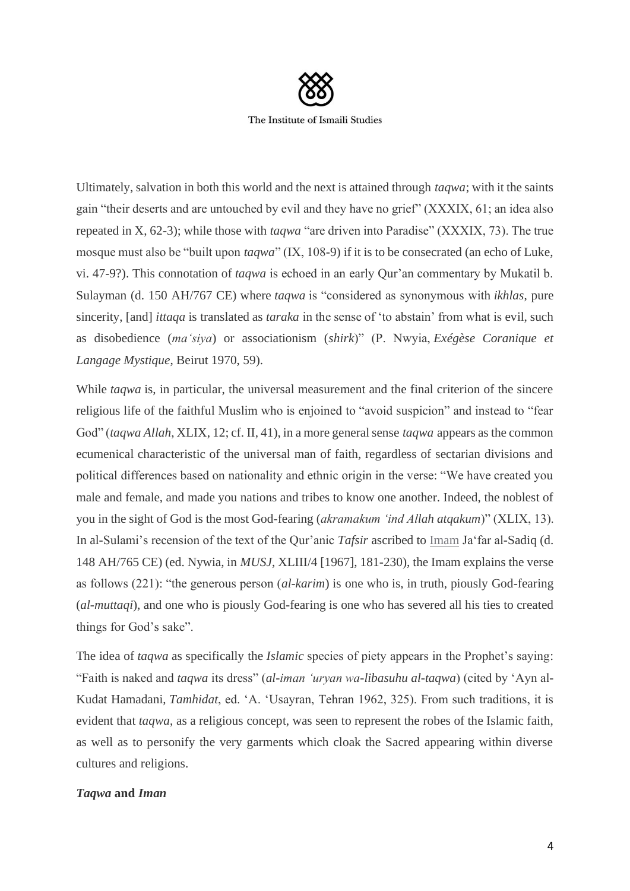Ultimately, salvation in both this world and the next is attained through *taqwa*; with it the saints gain "their deserts and are untouched by evil and they have no grief" (XXXIX, 61; an idea also repeated in X, 62-3); while those with *taqwa* "are driven into Paradise" (XXXIX, 73). The true mosque must also be "built upon *taqwa*" (IX, 108-9) if it is to be consecrated (an echo of Luke, vi. 47-9?). This connotation of *taqwa* is echoed in an early Qur'an commentary by Mukatil b. Sulayman (d. 150 AH/767 CE) where *taqwa* is "considered as synonymous with *ikhlas*, pure sincerity, [and] *ittaqa* is translated as *taraka* in the sense of 'to abstain' from what is evil, such as disobedience (*ma'siya*) or associationism (*shirk*)" (P. Nwyia, *Exégèse Coranique et Langage Mystique*, Beirut 1970, 59).

While *taqwa* is, in particular, the universal measurement and the final criterion of the sincere religious life of the faithful Muslim who is enjoined to "avoid suspicion" and instead to "fear God" (*taqwa Allah*, XLIX, 12; cf. II, 41), in a more general sense *taqwa* appears as the common ecumenical characteristic of the universal man of faith, regardless of sectarian divisions and political differences based on nationality and ethnic origin in the verse: "We have created you male and female, and made you nations and tribes to know one another. Indeed, the noblest of you in the sight of God is the most God-fearing (*akramakum 'ind Allah atqakum*)" (XLIX, 13). In al-Sulami's recension of the text of the Qur'anic *Tafsir* ascribed to Imam Ja'far al-Sadiq (d. 148 AH/765 CE) (ed. Nywia, in *MUSJ*, XLIII/4 [1967], 181-230), the Imam explains the verse as follows (221): "the generous person (*al-karim*) is one who is, in truth, piously God-fearing (*al-muttaqi*), and one who is piously God-fearing is one who has severed all his ties to created things for God's sake".

The idea of *taqwa* as specifically the *Islamic* species of piety appears in the Prophet's saying: "Faith is naked and *taqwa* its dress" (*al-iman 'uryan wa-libasuhu al-taqwa*) (cited by 'Ayn al-Kudat Hamadani, *Tamhidat*, ed. 'A. 'Usayran, Tehran 1962, 325). From such traditions, it is evident that *taqwa*, as a religious concept, was seen to represent the robes of the Islamic faith, as well as to personify the very garments which cloak the Sacred appearing within diverse cultures and religions.

### ***Taqwa* and *Iman***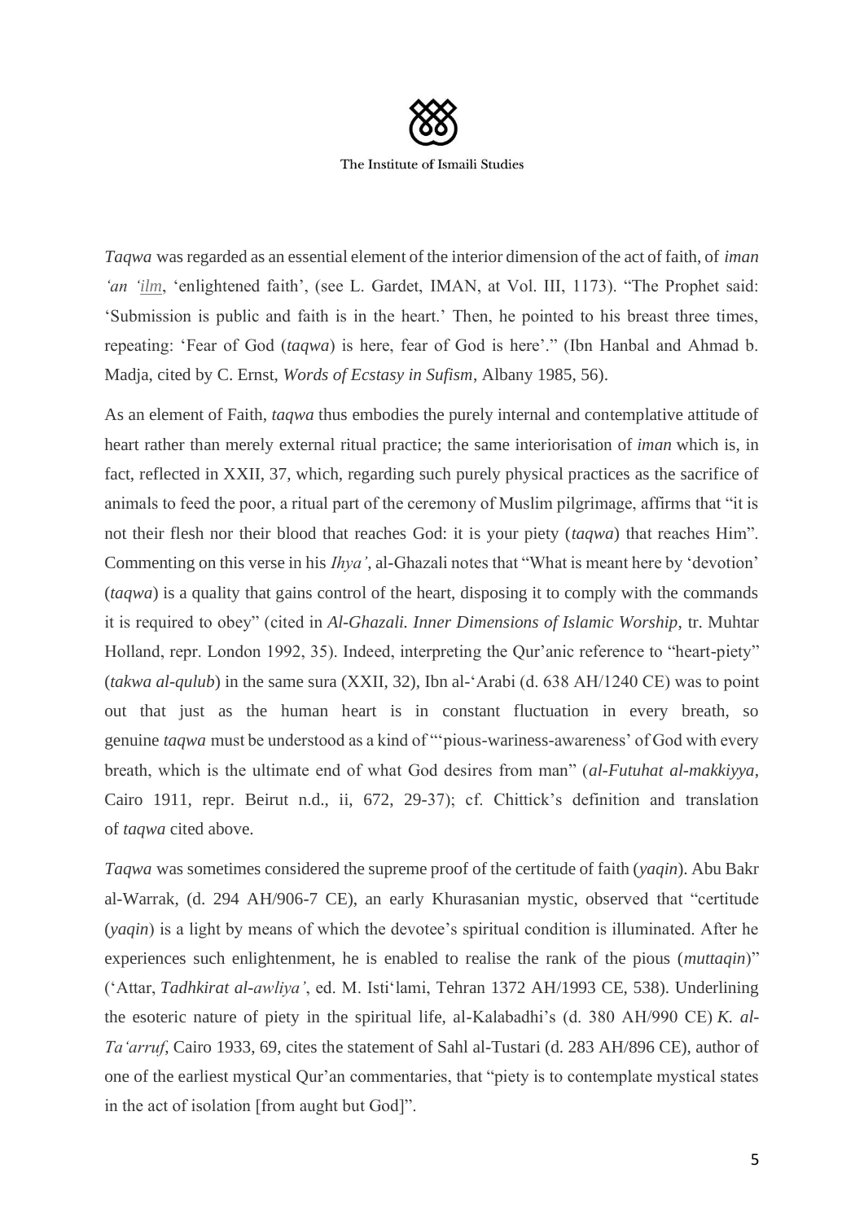*Taqwa* was regarded as an essential element of the interior dimension of the act of faith, of *iman 'an 'ilm*, 'enlightened faith', (see L. Gardet, IMAN, at Vol. III, 1173). "The Prophet said: 'Submission is public and faith is in the heart.' Then, he pointed to his breast three times, repeating: 'Fear of God (*taqwa*) is here, fear of God is here'." (Ibn Hanbal and Ahmad b. Madja, cited by C. Ernst, *Words of Ecstasy in Sufism*, Albany 1985, 56).

As an element of Faith, *taqwa* thus embodies the purely internal and contemplative attitude of heart rather than merely external ritual practice; the same interiorisation of *iman* which is, in fact, reflected in XXII, 37, which, regarding such purely physical practices as the sacrifice of animals to feed the poor, a ritual part of the ceremony of Muslim pilgrimage, affirms that "it is not their flesh nor their blood that reaches God: it is your piety (*taqwa*) that reaches Him". Commenting on this verse in his *Ihya'*, al-Ghazali notes that "What is meant here by 'devotion' (*taqwa*) is a quality that gains control of the heart, disposing it to comply with the commands it is required to obey" (cited in *Al-Ghazali. Inner Dimensions of Islamic Worship*, tr. Muhtar Holland, repr. London 1992, 35). Indeed, interpreting the Qur'anic reference to "heart-piety" (*takwa al-qulub*) in the same sura (XXII, 32), Ibn al-'Arabi (d. 638 AH/1240 CE) was to point out that just as the human heart is in constant fluctuation in every breath, so genuine *taqwa* must be understood as a kind of "'pious-wariness-awareness' of God with every breath, which is the ultimate end of what God desires from man" (*al-Futuhat al-makkiyya*, Cairo 1911, repr. Beirut n.d., ii, 672, 29-37); cf. Chittick's definition and translation of *taqwa* cited above.

*Taqwa* was sometimes considered the supreme proof of the certitude of faith (*yaqin*). Abu Bakr al-Warrak, (d. 294 AH/906-7 CE), an early Khurasanian mystic, observed that "certitude (*yaqin*) is a light by means of which the devotee's spiritual condition is illuminated. After he experiences such enlightenment, he is enabled to realise the rank of the pious (*muttaqin*)" ('Attar, *Tadhkirat al-awliya'*, ed. M. Isti'lami, Tehran 1372 AH/1993 CE, 538). Underlining the esoteric nature of piety in the spiritual life, al-Kalabadhi's (d. 380 AH/990 CE) *K. al-Ta'arruf*, Cairo 1933, 69, cites the statement of Sahl al-Tustari (d. 283 AH/896 CE), author of one of the earliest mystical Qur'an commentaries, that "piety is to contemplate mystical states in the act of isolation [from aught but God]".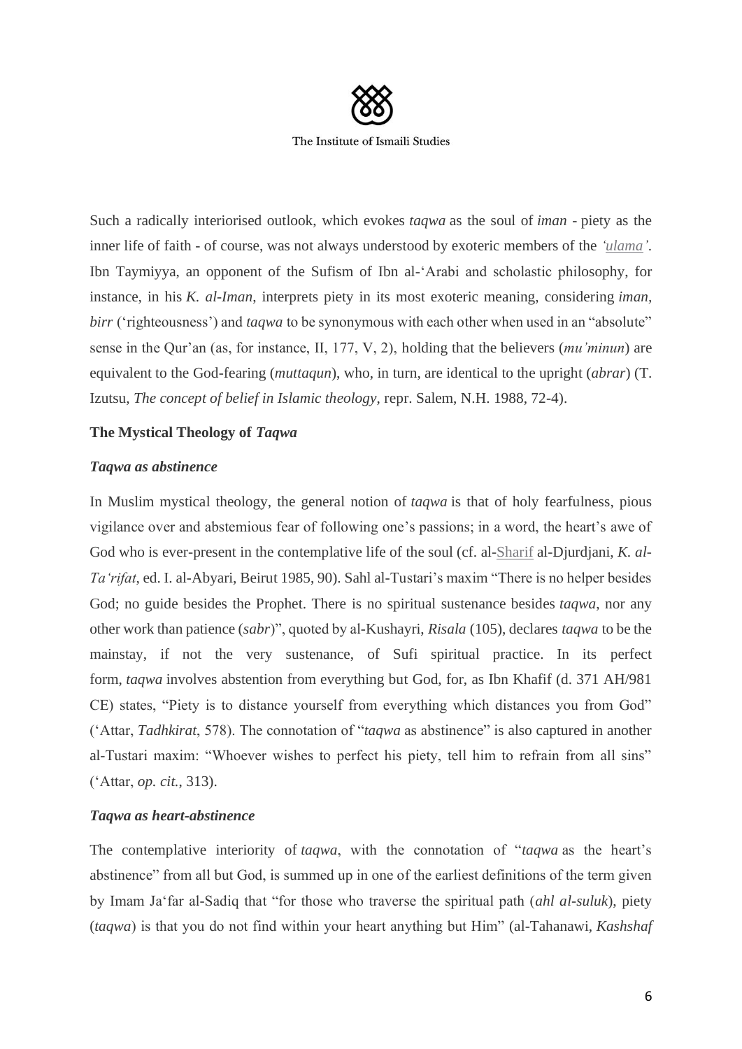Such a radically interiorised outlook, which evokes *taqwa* as the soul of *iman* - piety as the inner life of faith - of course, was not always understood by exoteric members of the *'ulama'*. Ibn Taymiyya, an opponent of the Sufism of Ibn al-'Arabi and scholastic philosophy, for instance, in his *K. al-Iman*, interprets piety in its most exoteric meaning, considering *iman*, *birr* ('righteousness') and *taqwa* to be synonymous with each other when used in an "absolute" sense in the Qur'an (as, for instance, II, 177, V, 2), holding that the believers (*mu'minun*) are equivalent to the God-fearing (*muttaqun*), who, in turn, are identical to the upright (*abrar*) (T. Izutsu, *The concept of belief in Islamic theology*, repr. Salem, N.H. 1988, 72-4).

## The Mystical Theology of *Taqwa*

### *Taqwa as abstinence*

In Muslim mystical theology, the general notion of *taqwa* is that of holy fearfulness, pious vigilance over and abstemious fear of following one's passions; in a word, the heart's awe of God who is ever-present in the contemplative life of the soul (cf. al-Sharif al-Djurdjani, *K. al-Ta'rifat*, ed. I. al-Abyari, Beirut 1985, 90). Sahl al-Tustari's maxim "There is no helper besides God; no guide besides the Prophet. There is no spiritual sustenance besides *taqwa*, nor any other work than patience (*sabr*)", quoted by al-Kushayri, *Risala* (105), declares *taqwa* to be the mainstay, if not the very sustenance, of Sufi spiritual practice. In its perfect form, *taqwa* involves abstention from everything but God, for, as Ibn Khafif (d. 371 AH/981 CE) states, "Piety is to distance yourself from everything which distances you from God" ('Attar, *Tadhkirat*, 578). The connotation of "*taqwa* as abstinence" is also captured in another al-Tustari maxim: "Whoever wishes to perfect his piety, tell him to refrain from all sins" ('Attar, *op. cit.*, 313).

### *Taqwa as heart-abstinence*

The contemplative interiority of *taqwa*, with the connotation of "*taqwa* as the heart's abstinence" from all but God, is summed up in one of the earliest definitions of the term given by Imam Ja'far al-Sadiq that "for those who traverse the spiritual path (*ahl al-suluk*), piety (*taqwa*) is that you do not find within your heart anything but Him" (al-Tahanawi, *Kashshaf*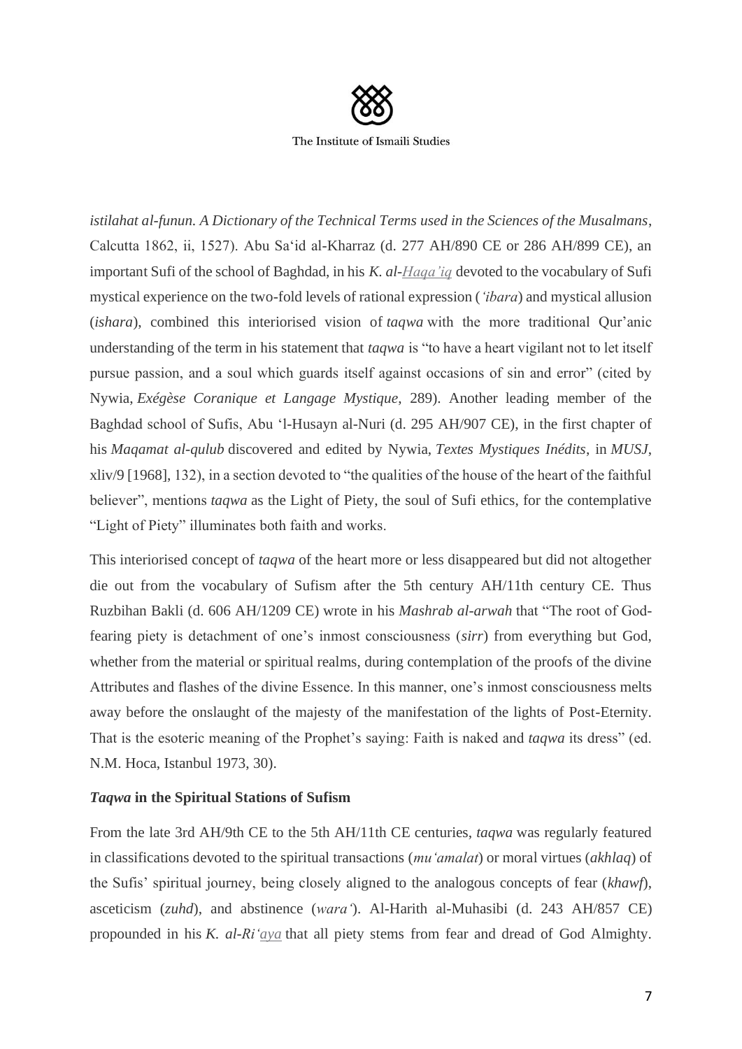*istilahat al-funun. A Dictionary of the Technical Terms used in the Sciences of the Musalmans*, Calcutta 1862, ii, 1527). Abu Sa'id al-Kharraz (d. 277 AH/890 CE or 286 AH/899 CE), an important Sufi of the school of Baghdad, in his *K. al-Haqa'iq* devoted to the vocabulary of Sufi mystical experience on the two-fold levels of rational expression (*'ibara*) and mystical allusion (*ishara*), combined this interiorised vision of *taqwa* with the more traditional Qur'anic understanding of the term in his statement that *taqwa* is "to have a heart vigilant not to let itself pursue passion, and a soul which guards itself against occasions of sin and error" (cited by Nywia, *Exégèse Coranique et Langage Mystique*, 289). Another leading member of the Baghdad school of Sufis, Abu 'l-Husayn al-Nuri (d. 295 AH/907 CE), in the first chapter of his *Maqamat al-qulub* discovered and edited by Nywia, *Textes Mystiques Inédits*, in *MUSJ*, xliv/9 [1968], 132), in a section devoted to "the qualities of the house of the heart of the faithful believer", mentions *taqwa* as the Light of Piety, the soul of Sufi ethics, for the contemplative "Light of Piety" illuminates both faith and works.

This interiorised concept of *taqwa* of the heart more or less disappeared but did not altogether die out from the vocabulary of Sufism after the 5th century AH/11th century CE. Thus Ruzbihan Bakli (d. 606 AH/1209 CE) wrote in his *Mashrab al-arwah* that "The root of God-fearing piety is detachment of one's inmost consciousness (*sirr*) from everything but God, whether from the material or spiritual realms, during contemplation of the proofs of the divine Attributes and flashes of the divine Essence. In this manner, one's inmost consciousness melts away before the onslaught of the majesty of the manifestation of the lights of Post-Eternity. That is the esoteric meaning of the Prophet's saying: Faith is naked and *taqwa* its dress" (ed. N.M. Hoca, Istanbul 1973, 30).

### *Taqwa* in the Spiritual Stations of Sufism

From the late 3rd AH/9th CE to the 5th AH/11th CE centuries, *taqwa* was regularly featured in classifications devoted to the spiritual transactions (*mu'amalat*) or moral virtues (*akhlaq*) of the Sufis' spiritual journey, being closely aligned to the analogous concepts of fear (*khawf*), asceticism (*zuhd*), and abstinence (*wara'*). Al-Harith al-Muhasibi (d. 243 AH/857 CE) propounded in his *K. al-Ri'aya* that all piety stems from fear and dread of God Almighty.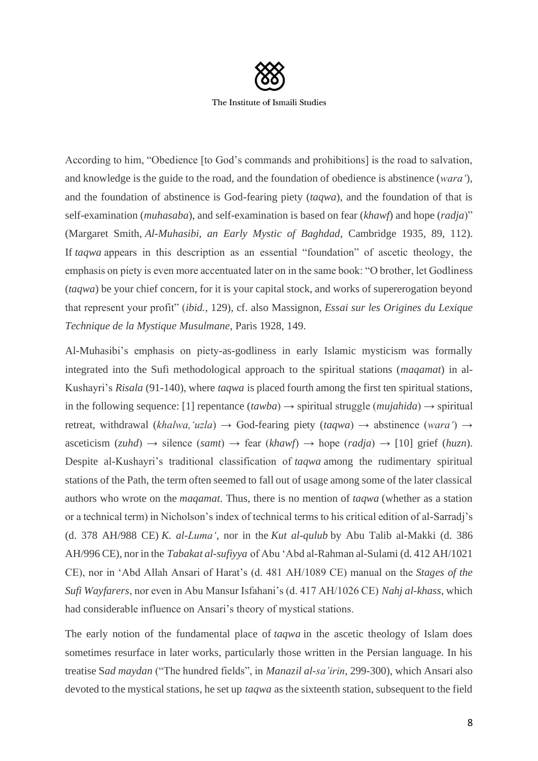According to him, “Obedience [to God’s commands and prohibitions] is the road to salvation, and knowledge is the guide to the road, and the foundation of obedience is abstinence (*wara‘*), and the foundation of abstinence is God-fearing piety (*taqwa*), and the foundation of that is self-examination (*muhasaba*), and self-examination is based on fear (*khawf*) and hope (*radja*)” (Margaret Smith, *Al-Muhasibi, an Early Mystic of Baghdad*, Cambridge 1935, 89, 112). If *taqwa* appears in this description as an essential “foundation” of ascetic theology, the emphasis on piety is even more accentuated later on in the same book: “O brother, let Godliness (*taqwa*) be your chief concern, for it is your capital stock, and works of supererogation beyond that represent your profit” (*ibid.*, 129), cf. also Massignon, *Essai sur les Origines du Lexique Technique de la Mystique Musulmane*, Paris 1928, 149.

Al-Muhasibi’s emphasis on piety-as-godliness in early Islamic mysticism was formally integrated into the Sufi methodological approach to the spiritual stations (*maqamat*) in al-Kushayri’s *Risala* (91-140), where *taqwa* is placed fourth among the first ten spiritual stations, in the following sequence: [1] repentance (*tawba*) → spiritual struggle (*mujahida*) → spiritual retreat, withdrawal (*khalwa,‘uzla*) → God-fearing piety (*taqwa*) → abstinence (*wara‘*) → asceticism (*zuhd*) → silence (*samt*) → fear (*khawf*) → hope (*radja*) → [10] grief (*huzn*). Despite al-Kushayri’s traditional classification of *taqwa* among the rudimentary spiritual stations of the Path, the term often seemed to fall out of usage among some of the later classical authors who wrote on the *maqamat*. Thus, there is no mention of *taqwa* (whether as a station or a technical term) in Nicholson’s index of technical terms to his critical edition of al-Sarradj’s (d. 378 AH/988 CE) *K. al-Luma‘*, nor in the *Kut al-qulub* by Abu Talib al-Makki (d. 386 AH/996 CE), nor in the *Tabakat al-sufiyya* of Abu ‘Abd al-Rahman al-Sulami (d. 412 AH/1021 CE), nor in ‘Abd Allah Ansari of Harat’s (d. 481 AH/1089 CE) manual on the *Stages of the Sufi Wayfarers*, nor even in Abu Mansur Isfahani’s (d. 417 AH/1026 CE) *Nahj al-khass*, which had considerable influence on Ansari’s theory of mystical stations.

The early notion of the fundamental place of *taqwa* in the ascetic theology of Islam does sometimes resurface in later works, particularly those written in the Persian language. In his treatise S*ad maydan* (“The hundred fields”, in *Manazil al-sa’irin*, 299-300), which Ansari also devoted to the mystical stations, he set up *taqwa* as the sixteenth station, subsequent to the field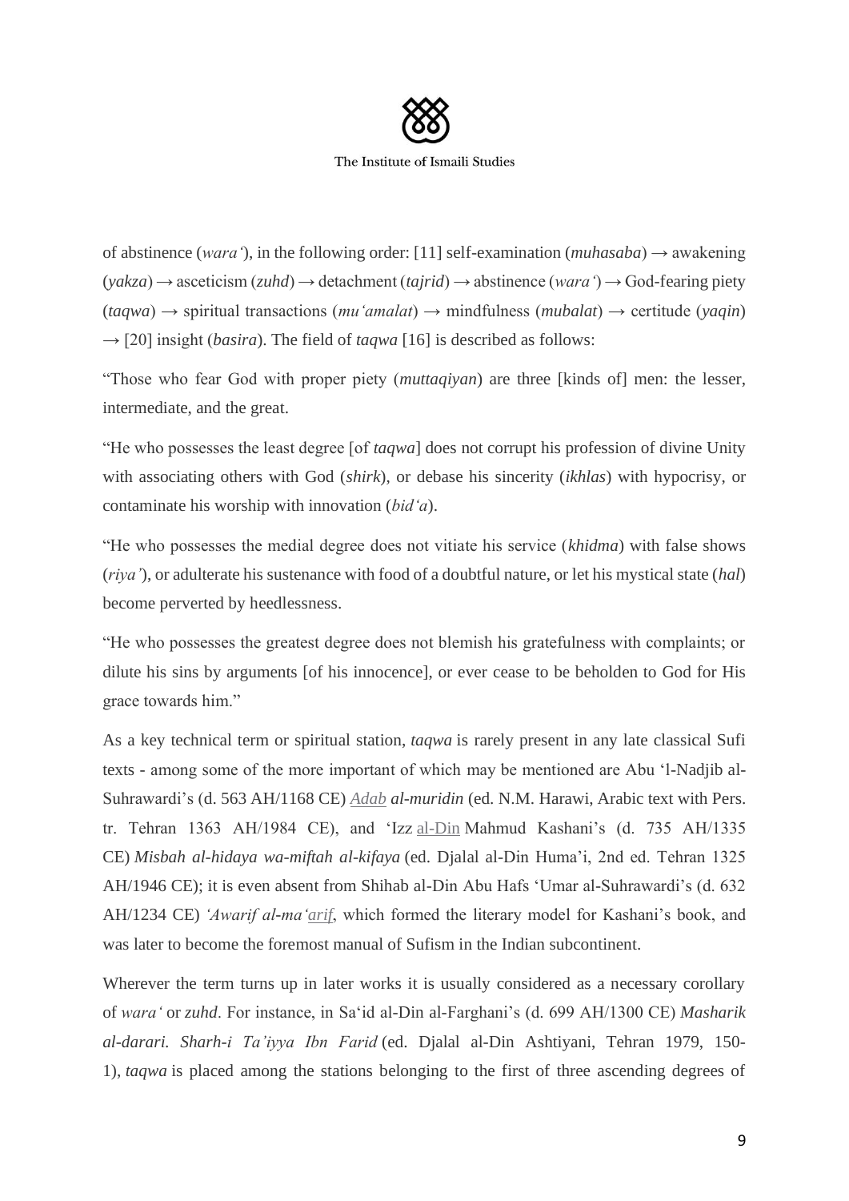of abstinence (*wara'*), in the following order: [11] self-examination (*muhasaba*) → awakening (*yakza*) → asceticism (*zuhd*) → detachment (*tajrid*) → abstinence (*wara'*) → God-fearing piety (*taqwa*) → spiritual transactions (*mu'amalat*) → mindfulness (*mubalat*) → certitude (*yaqin*) → [20] insight (*basira*). The field of *taqwa* [16] is described as follows:

"Those who fear God with proper piety (*muttaqiyan*) are three [kinds of] men: the lesser, intermediate, and the great.

"He who possesses the least degree [of *taqwa*] does not corrupt his profession of divine Unity with associating others with God (*shirk*), or debase his sincerity (*ikhlas*) with hypocrisy, or contaminate his worship with innovation (*bid'a*).

"He who possesses the medial degree does not vitiate his service (*khidma*) with false shows (*riya'*), or adulterate his sustenance with food of a doubtful nature, or let his mystical state (*hal*) become perverted by heedlessness.

"He who possesses the greatest degree does not blemish his gratefulness with complaints; or dilute his sins by arguments [of his innocence], or ever cease to be beholden to God for His grace towards him."

As a key technical term or spiritual station, *taqwa* is rarely present in any late classical Sufi texts - among some of the more important of which may be mentioned are Abu 'l-Nadjib al-Suhrawardi's (d. 563 AH/1168 CE) *Adab al-muridin* (ed. N.M. Harawi, Arabic text with Pers. tr. Tehran 1363 AH/1984 CE), and 'Izz al-Din Mahmud Kashani's (d. 735 AH/1335 CE) *Misbah al-hidaya wa-miftah al-kifaya* (ed. Djalal al-Din Huma'i, 2nd ed. Tehran 1325 AH/1946 CE); it is even absent from Shihab al-Din Abu Hafs 'Umar al-Suhrawardi's (d. 632 AH/1234 CE) *'Awarif al-ma'arif*, which formed the literary model for Kashani's book, and was later to become the foremost manual of Sufism in the Indian subcontinent.

Wherever the term turns up in later works it is usually considered as a necessary corollary of *wara'* or *zuhd*. For instance, in Sa'id al-Din al-Farghani's (d. 699 AH/1300 CE) *Masharik al-darari. Sharh-i Ta'iyya Ibn Farid* (ed. Djalal al-Din Ashtiyani, Tehran 1979, 150-1), *taqwa* is placed among the stations belonging to the first of three ascending degrees of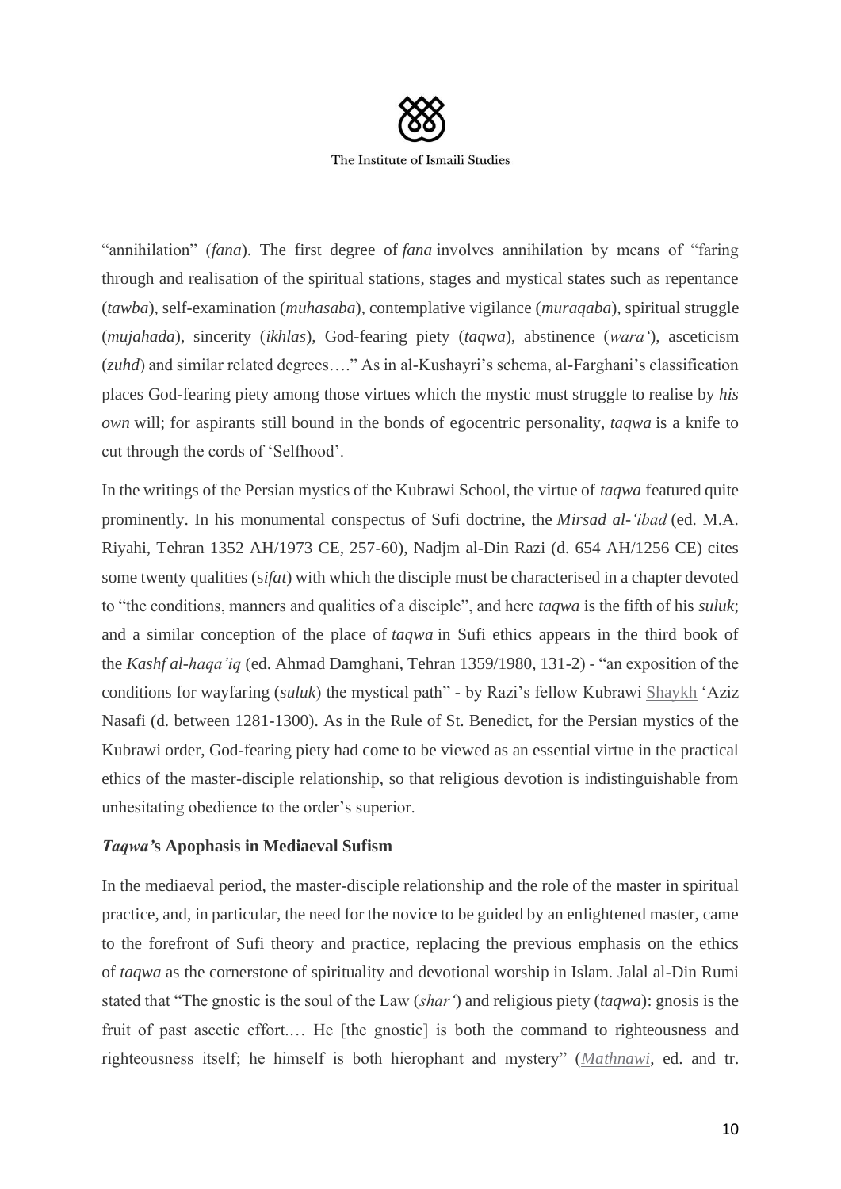"annihilation" (*fana*). The first degree of *fana* involves annihilation by means of "faring through and realisation of the spiritual stations, stages and mystical states such as repentance (*tawba*), self-examination (*muhasaba*), contemplative vigilance (*muraqaba*), spiritual struggle (*mujahada*), sincerity (*ikhlas*), God-fearing piety (*taqwa*), abstinence (*wara'*), asceticism (*zuhd*) and similar related degrees…." As in al-Kushayri's schema, al-Farghani's classification places God-fearing piety among those virtues which the mystic must struggle to realise by *his own* will; for aspirants still bound in the bonds of egocentric personality, *taqwa* is a knife to cut through the cords of 'Selfhood'.

In the writings of the Persian mystics of the Kubrawi School, the virtue of *taqwa* featured quite prominently. In his monumental conspectus of Sufi doctrine, the *Mirsad al-'ibad* (ed. M.A. Riyahi, Tehran 1352 AH/1973 CE, 257-60), Nadjm al-Din Razi (d. 654 AH/1256 CE) cites some twenty qualities (s*ifat*) with which the disciple must be characterised in a chapter devoted to "the conditions, manners and qualities of a disciple", and here *taqwa* is the fifth of his *suluk*; and a similar conception of the place of *taqwa* in Sufi ethics appears in the third book of the *Kashf al-haqa'iq* (ed. Ahmad Damghani, Tehran 1359/1980, 131-2) - "an exposition of the conditions for wayfaring (*suluk*) the mystical path" - by Razi's fellow Kubrawi Shaykh 'Aziz Nasafi (d. between 1281-1300). As in the Rule of St. Benedict, for the Persian mystics of the Kubrawi order, God-fearing piety had come to be viewed as an essential virtue in the practical ethics of the master-disciple relationship, so that religious devotion is indistinguishable from unhesitating obedience to the order's superior.

### *Taqwa'*s Apophasis in Mediaeval Sufism

In the mediaeval period, the master-disciple relationship and the role of the master in spiritual practice, and, in particular, the need for the novice to be guided by an enlightened master, came to the forefront of Sufi theory and practice, replacing the previous emphasis on the ethics of *taqwa* as the cornerstone of spirituality and devotional worship in Islam. Jalal al-Din Rumi stated that "The gnostic is the soul of the Law (*shar'*) and religious piety (*taqwa*): gnosis is the fruit of past ascetic effort.… He [the gnostic] is both the command to righteousness and righteousness itself; he himself is both hierophant and mystery" (*Mathnawi*, ed. and tr.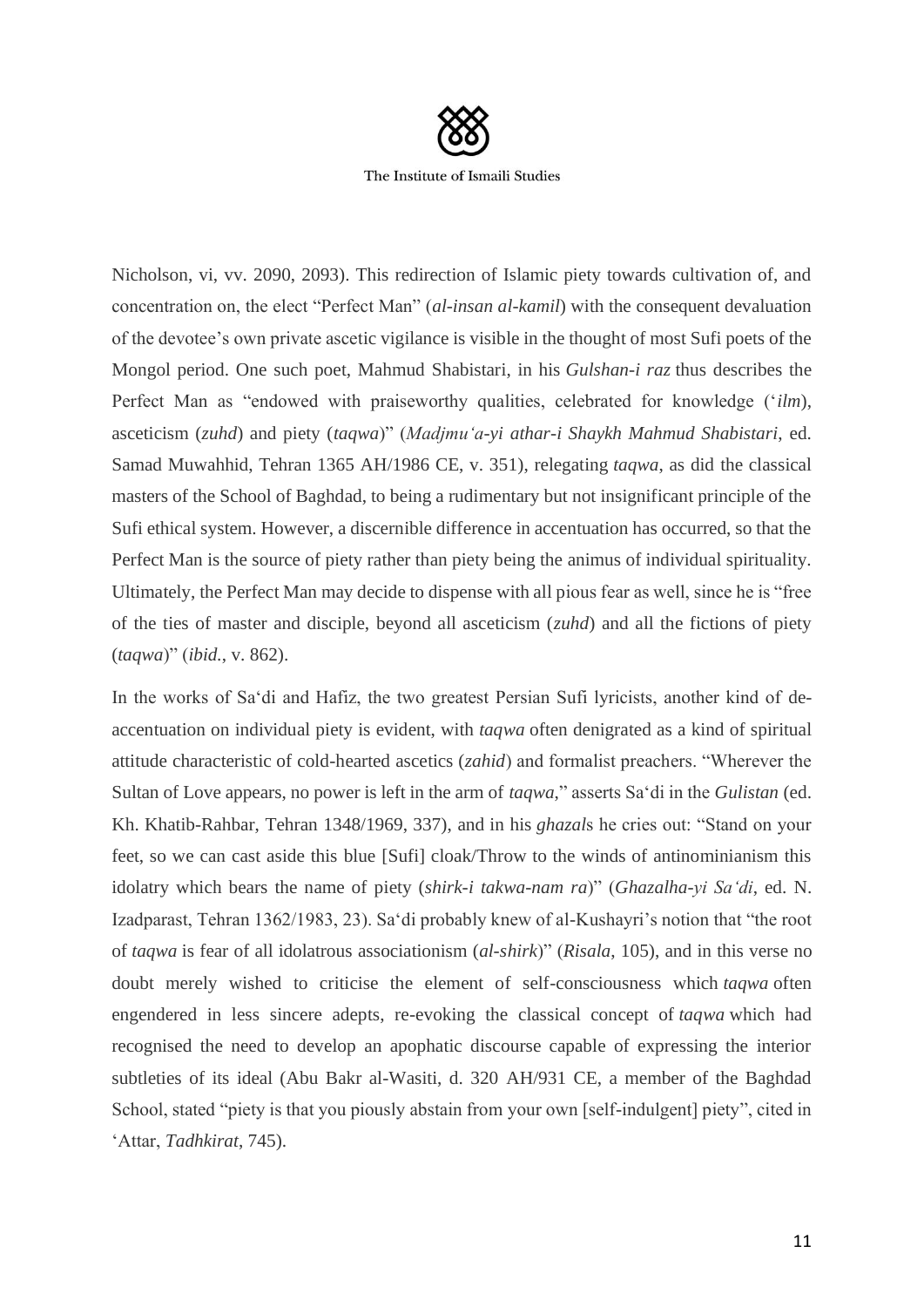Nicholson, vi, vv. 2090, 2093). This redirection of Islamic piety towards cultivation of, and concentration on, the elect "Perfect Man" (*al-insan al-kamil*) with the consequent devaluation of the devotee's own private ascetic vigilance is visible in the thought of most Sufi poets of the Mongol period. One such poet, Mahmud Shabistari, in his *Gulshan-i raz* thus describes the Perfect Man as "endowed with praiseworthy qualities, celebrated for knowledge (*'ilm*), asceticism (*zuhd*) and piety (*taqwa*)" (*Madjmu'a-yi athar-i Shaykh Mahmud Shabistari*, ed. Samad Muwahhid, Tehran 1365 AH/1986 CE, v. 351), relegating *taqwa*, as did the classical masters of the School of Baghdad, to being a rudimentary but not insignificant principle of the Sufi ethical system. However, a discernible difference in accentuation has occurred, so that the Perfect Man is the source of piety rather than piety being the animus of individual spirituality. Ultimately, the Perfect Man may decide to dispense with all pious fear as well, since he is "free of the ties of master and disciple, beyond all asceticism (*zuhd*) and all the fictions of piety (*taqwa*)" (*ibid.*, v. 862).

In the works of Sa'di and Hafiz, the two greatest Persian Sufi lyricists, another kind of de-accentuation on individual piety is evident, with *taqwa* often denigrated as a kind of spiritual attitude characteristic of cold-hearted ascetics (*zahid*) and formalist preachers. "Wherever the Sultan of Love appears, no power is left in the arm of *taqwa*," asserts Sa'di in the *Gulistan* (ed. Kh. Khatib-Rahbar, Tehran 1348/1969, 337), and in his *ghazal*s he cries out: "Stand on your feet, so we can cast aside this blue [Sufi] cloak/Throw to the winds of antinominianism this idolatry which bears the name of piety (*shirk-i takwa-nam ra*)" (*Ghazalha-yi Sa'di*, ed. N. Izadparast, Tehran 1362/1983, 23). Sa'di probably knew of al-Kushayri's notion that "the root of *taqwa* is fear of all idolatrous associationism (*al-shirk*)" (*Risala*, 105), and in this verse no doubt merely wished to criticise the element of self-consciousness which *taqwa* often engendered in less sincere adepts, re-evoking the classical concept of *taqwa* which had recognised the need to develop an apophatic discourse capable of expressing the interior subtleties of its ideal (Abu Bakr al-Wasiti, d. 320 AH/931 CE, a member of the Baghdad School, stated "piety is that you piously abstain from your own [self-indulgent] piety", cited in 'Attar, *Tadhkirat*, 745).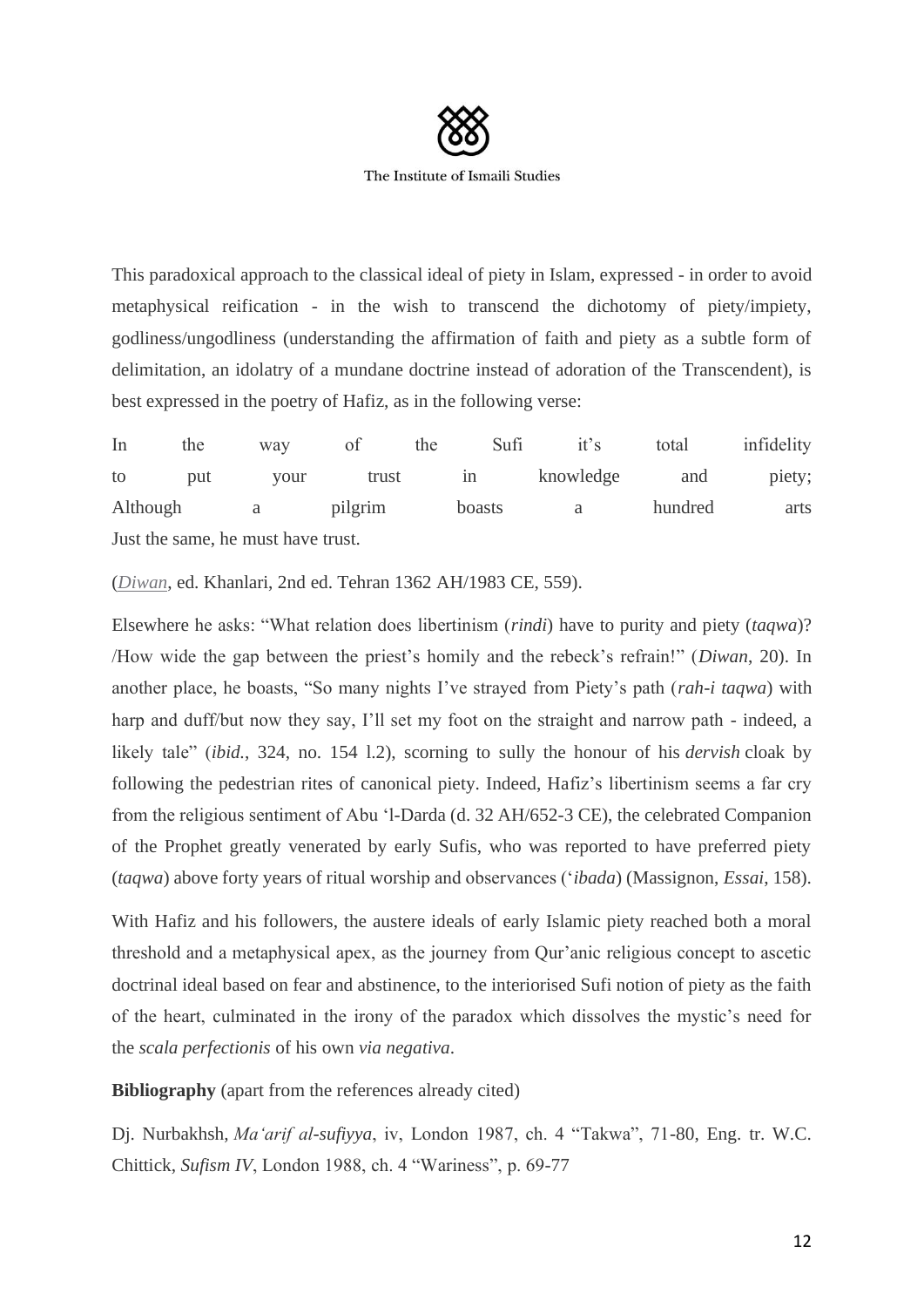This paradoxical approach to the classical ideal of piety in Islam, expressed - in order to avoid metaphysical reification - in the wish to transcend the dichotomy of piety/impiety, godliness/ungodliness (understanding the affirmation of faith and piety as a subtle form of delimitation, an idolatry of a mundane doctrine instead of adoration of the Transcendent), is best expressed in the poetry of Hafiz, as in the following verse:

In the way of the Sufi it's total infidelity
to put your trust in knowledge and piety;
Although a pilgrim boasts a hundred arts
Just the same, he must have trust.

(*Diwan*, ed. Khanlari, 2nd ed. Tehran 1362 AH/1983 CE, 559).

Elsewhere he asks: "What relation does libertinism (*rindi*) have to purity and piety (*taqwa*)? /How wide the gap between the priest's homily and the rebeck's refrain!" (*Diwan*, 20). In another place, he boasts, "So many nights I've strayed from Piety's path (*rah-i taqwa*) with harp and duff/but now they say, I'll set my foot on the straight and narrow path - indeed, a likely tale" (*ibid.*, 324, no. 154 l.2), scorning to sully the honour of his *dervish* cloak by following the pedestrian rites of canonical piety. Indeed, Hafiz's libertinism seems a far cry from the religious sentiment of Abu 'l-Darda (d. 32 AH/652-3 CE), the celebrated Companion of the Prophet greatly venerated by early Sufis, who was reported to have preferred piety (*taqwa*) above forty years of ritual worship and observances (*'ibada*) (Massignon, *Essai*, 158).

With Hafiz and his followers, the austere ideals of early Islamic piety reached both a moral threshold and a metaphysical apex, as the journey from Qur'anic religious concept to ascetic doctrinal ideal based on fear and abstinence, to the interiorised Sufi notion of piety as the faith of the heart, culminated in the irony of the paradox which dissolves the mystic's need for the *scala perfectionis* of his own *via negativa*.

**Bibliography** (apart from the references already cited)

Dj. Nurbakhsh, *Ma'arif al-sufiyya*, iv, London 1987, ch. 4 "Takwa", 71-80, Eng. tr. W.C. Chittick, *Sufism IV*, London 1988, ch. 4 "Wariness", p. 69-77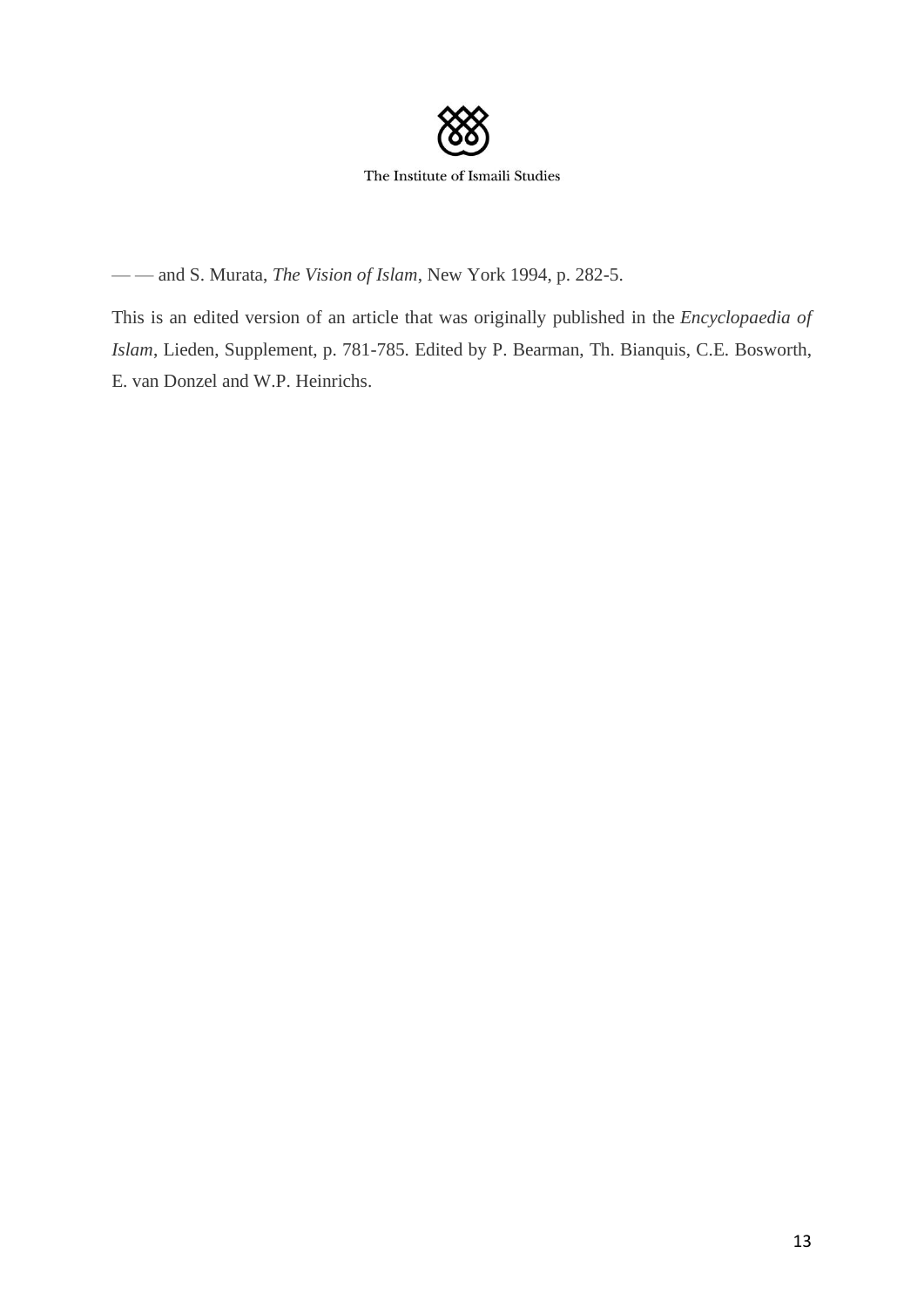— — and S. Murata, *The Vision of Islam*, New York 1994, p. 282-5.

This is an edited version of an article that was originally published in the *Encyclopaedia of Islam*, Lieden, Supplement, p. 781-785. Edited by P. Bearman, Th. Bianquis, C.E. Bosworth, E. van Donzel and W.P. Heinrichs.